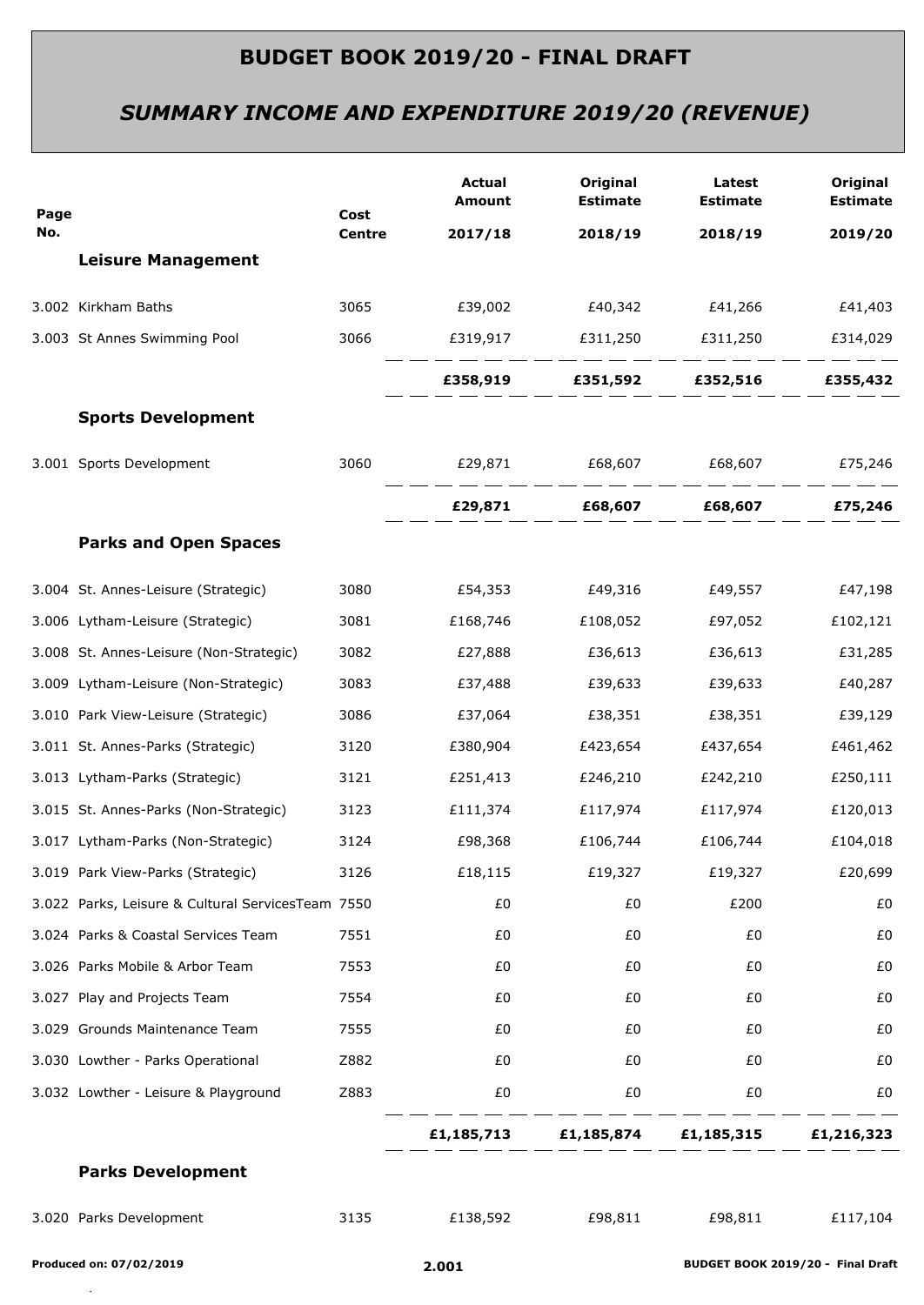# BUDGET BOOK 2019/20 - FINAL DRAFT

## *SUMMARY INCOME AND EXPENDITURE 2019/20 (REVENUE)*

| Page No. | | Cost Centre | Actual Amount 2017/18 | Original Estimate 2018/19 | Latest Estimate 2018/19 | Original Estimate 2019/20 |
|---|---|---|---|---|---|---|
| | **Leisure Management** | | | | | |
| 3.002 | Kirkham Baths | 3065 | £39,002 | £40,342 | £41,266 | £41,403 |
| 3.003 | St Annes Swimming Pool | 3066 | £319,917 | £311,250 | £311,250 | £314,029 |
| | | | **£358,919** | **£351,592** | **£352,516** | **£355,432** |
| | **Sports Development** | | | | | |
| 3.001 | Sports Development | 3060 | £29,871 | £68,607 | £68,607 | £75,246 |
| | | | **£29,871** | **£68,607** | **£68,607** | **£75,246** |
| | **Parks and Open Spaces** | | | | | |
| 3.004 | St. Annes-Leisure (Strategic) | 3080 | £54,353 | £49,316 | £49,557 | £47,198 |
| 3.006 | Lytham-Leisure (Strategic) | 3081 | £168,746 | £108,052 | £97,052 | £102,121 |
| 3.008 | St. Annes-Leisure (Non-Strategic) | 3082 | £27,888 | £36,613 | £36,613 | £31,285 |
| 3.009 | Lytham-Leisure (Non-Strategic) | 3083 | £37,488 | £39,633 | £39,633 | £40,287 |
| 3.010 | Park View-Leisure (Strategic) | 3086 | £37,064 | £38,351 | £38,351 | £39,129 |
| 3.011 | St. Annes-Parks (Strategic) | 3120 | £380,904 | £423,654 | £437,654 | £461,462 |
| 3.013 | Lytham-Parks (Strategic) | 3121 | £251,413 | £246,210 | £242,210 | £250,111 |
| 3.015 | St. Annes-Parks (Non-Strategic) | 3123 | £111,374 | £117,974 | £117,974 | £120,013 |
| 3.017 | Lytham-Parks (Non-Strategic) | 3124 | £98,368 | £106,744 | £106,744 | £104,018 |
| 3.019 | Park View-Parks (Strategic) | 3126 | £18,115 | £19,327 | £19,327 | £20,699 |
| 3.022 | Parks, Leisure & Cultural ServicesTeam | 7550 | £0 | £0 | £200 | £0 |
| 3.024 | Parks & Coastal Services Team | 7551 | £0 | £0 | £0 | £0 |
| 3.026 | Parks Mobile & Arbor Team | 7553 | £0 | £0 | £0 | £0 |
| 3.027 | Play and Projects Team | 7554 | £0 | £0 | £0 | £0 |
| 3.029 | Grounds Maintenance Team | 7555 | £0 | £0 | £0 | £0 |
| 3.030 | Lowther - Parks Operational | Z882 | £0 | £0 | £0 | £0 |
| 3.032 | Lowther - Leisure & Playground | Z883 | £0 | £0 | £0 | £0 |
| | | | **£1,185,713** | **£1,185,874** | **£1,185,315** | **£1,216,323** |
| | **Parks Development** | | | | | |
| 3.020 | Parks Development | 3135 | £138,592 | £98,811 | £98,811 | £117,104 |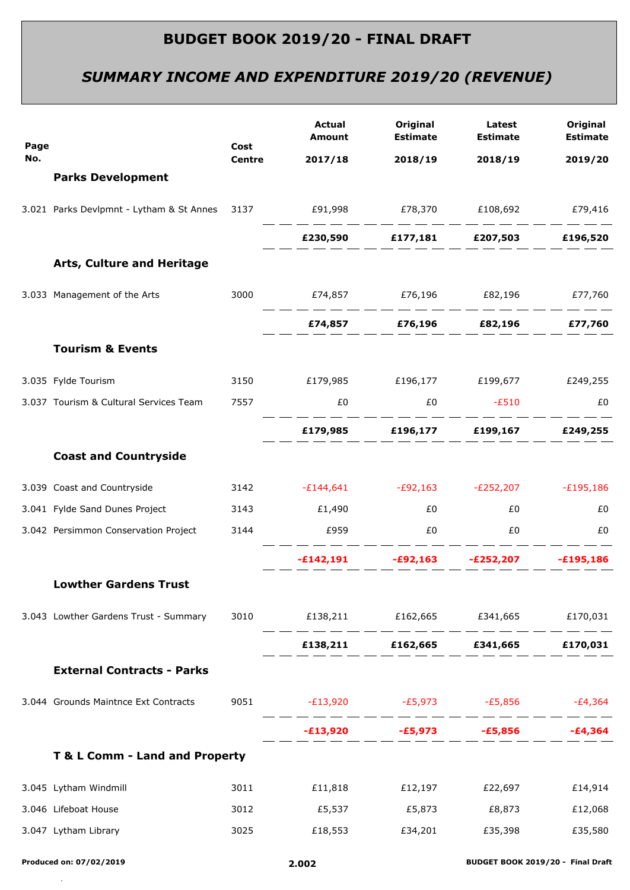# BUDGET BOOK 2019/20 - FINAL DRAFT

## *SUMMARY INCOME AND EXPENDITURE 2019/20 (REVENUE)*

| Page No. | | Cost Centre | Actual Amount 2017/18 | Original Estimate 2018/19 | Latest Estimate 2018/19 | Original Estimate 2019/20 |
|---|---|---|---|---|---|---|
| | **Parks Development** | | | | | |
| 3.021 | Parks Devlpmnt - Lytham & St Annes | 3137 | £91,998 | £78,370 | £108,692 | £79,416 |
| | | | **£230,590** | **£177,181** | **£207,503** | **£196,520** |
| | **Arts, Culture and Heritage** | | | | | |
| 3.033 | Management of the Arts | 3000 | £74,857 | £76,196 | £82,196 | £77,760 |
| | | | **£74,857** | **£76,196** | **£82,196** | **£77,760** |
| | **Tourism & Events** | | | | | |
| 3.035 | Fylde Tourism | 3150 | £179,985 | £196,177 | £199,677 | £249,255 |
| 3.037 | Tourism & Cultural Services Team | 7557 | £0 | £0 | -£510 | £0 |
| | | | **£179,985** | **£196,177** | **£199,167** | **£249,255** |
| | **Coast and Countryside** | | | | | |
| 3.039 | Coast and Countryside | 3142 | -£144,641 | -£92,163 | -£252,207 | -£195,186 |
| 3.041 | Fylde Sand Dunes Project | 3143 | £1,490 | £0 | £0 | £0 |
| 3.042 | Persimmon Conservation Project | 3144 | £959 | £0 | £0 | £0 |
| | | | **-£142,191** | **-£92,163** | **-£252,207** | **-£195,186** |
| | **Lowther Gardens Trust** | | | | | |
| 3.043 | Lowther Gardens Trust - Summary | 3010 | £138,211 | £162,665 | £341,665 | £170,031 |
| | | | **£138,211** | **£162,665** | **£341,665** | **£170,031** |
| | **External Contracts - Parks** | | | | | |
| 3.044 | Grounds Maintnce Ext Contracts | 9051 | -£13,920 | -£5,973 | -£5,856 | -£4,364 |
| | | | **-£13,920** | **-£5,973** | **-£5,856** | **-£4,364** |
| | **T & L Comm - Land and Property** | | | | | |
| 3.045 | Lytham Windmill | 3011 | £11,818 | £12,197 | £22,697 | £14,914 |
| 3.046 | Lifeboat House | 3012 | £5,537 | £5,873 | £8,873 | £12,068 |
| 3.047 | Lytham Library | 3025 | £18,553 | £34,201 | £35,398 | £35,580 |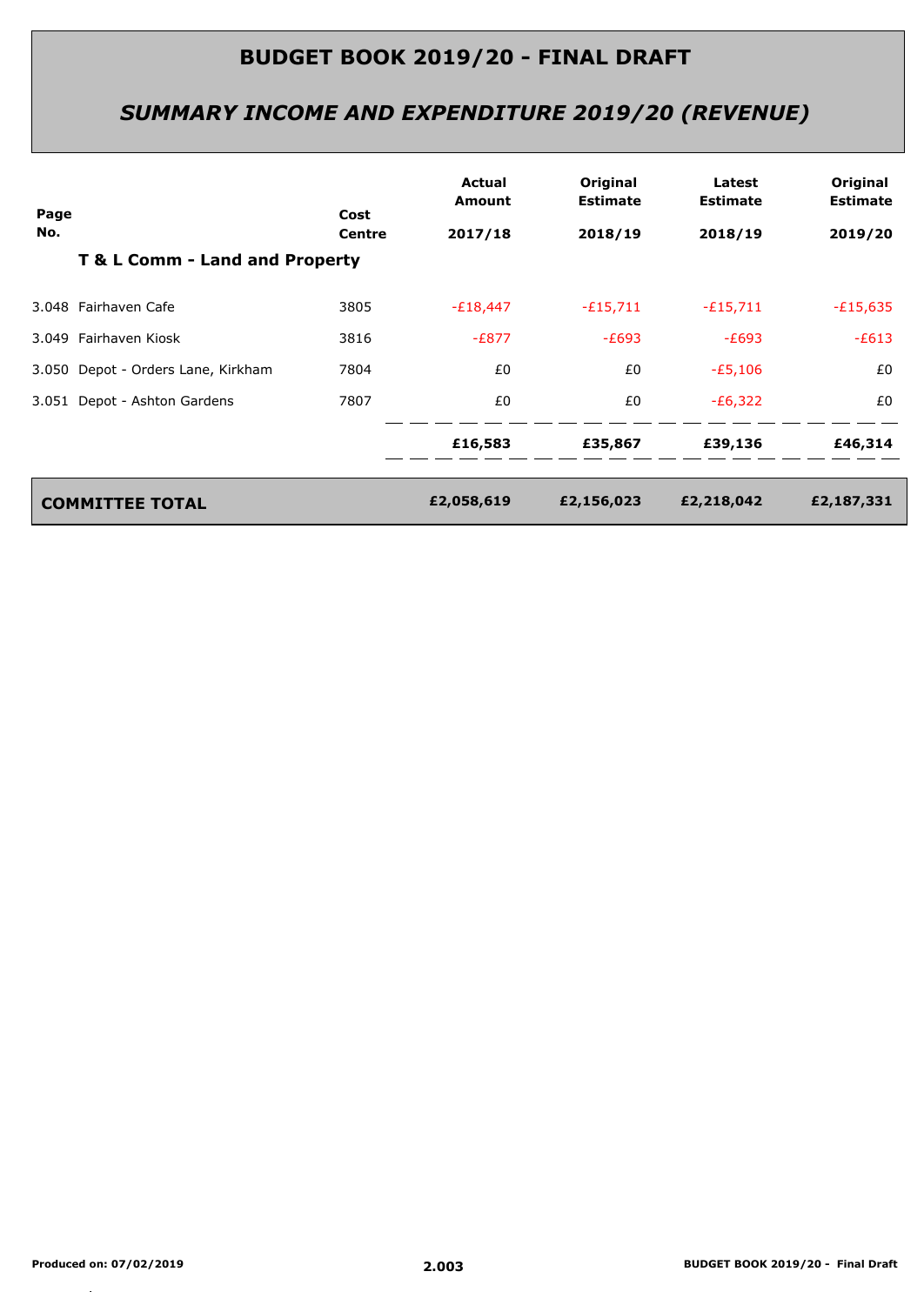# BUDGET BOOK 2019/20 - FINAL DRAFT

## *SUMMARY INCOME AND EXPENDITURE 2019/20 (REVENUE)*

| Page No. | | Cost Centre | Actual Amount 2017/18 | Original Estimate 2018/19 | Latest Estimate 2018/19 | Original Estimate 2019/20 |
|---|---|---|---|---|---|---|
| | **T & L Comm - Land and Property** | | | | | |
| 3.048 | Fairhaven Cafe | 3805 | -£18,447 | -£15,711 | -£15,711 | -£15,635 |
| 3.049 | Fairhaven Kiosk | 3816 | -£877 | -£693 | -£693 | -£613 |
| 3.050 | Depot - Orders Lane, Kirkham | 7804 | £0 | £0 | -£5,106 | £0 |
| 3.051 | Depot - Ashton Gardens | 7807 | £0 | £0 | -£6,322 | £0 |
| | | | **£16,583** | **£35,867** | **£39,136** | **£46,314** |
| | **COMMITTEE TOTAL** | | **£2,058,619** | **£2,156,023** | **£2,218,042** | **£2,187,331** |

Produced on: 07/02/2019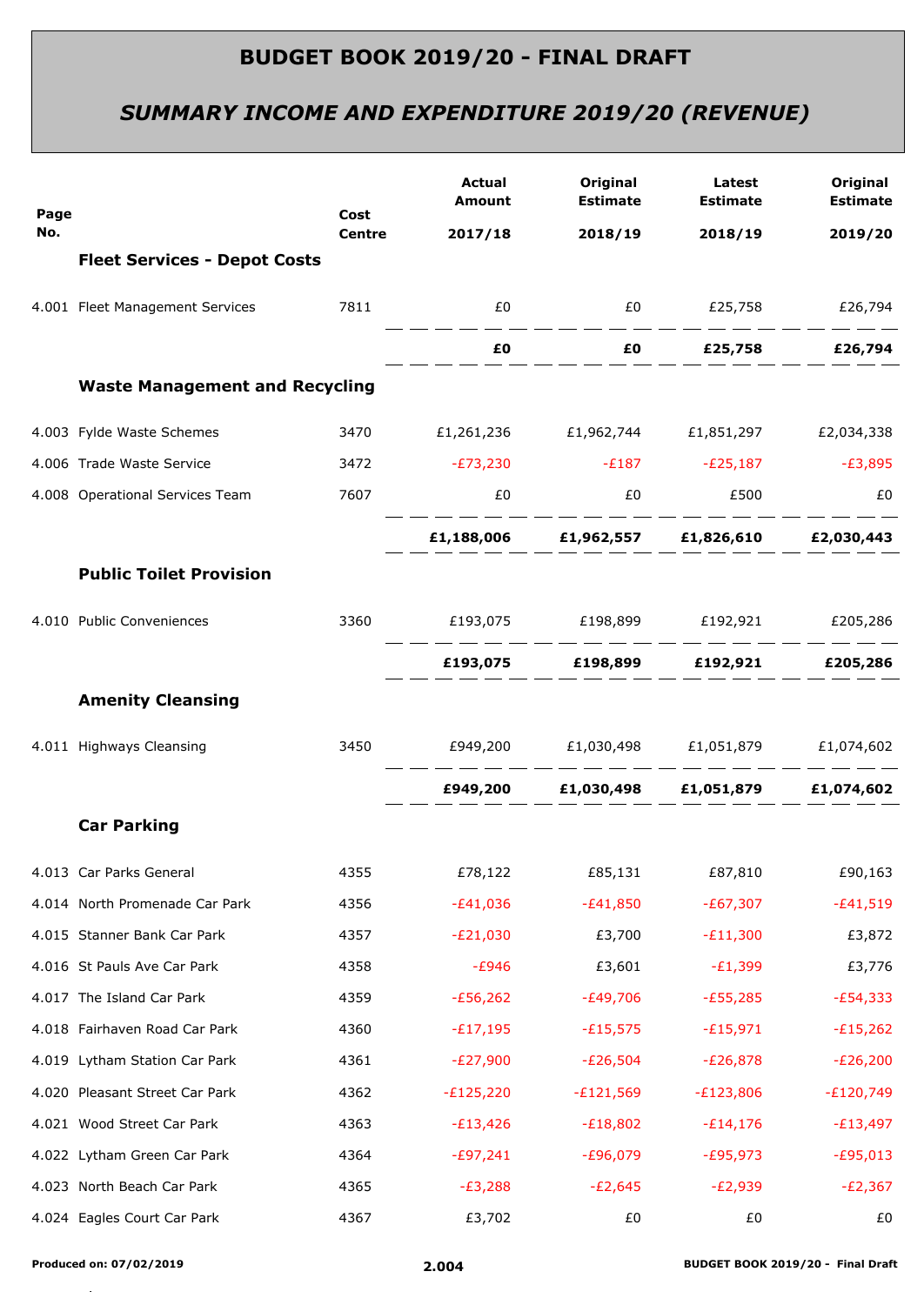# BUDGET BOOK 2019/20 - FINAL DRAFT

## *SUMMARY INCOME AND EXPENDITURE 2019/20 (REVENUE)*

| Page No. | | Cost Centre | Actual Amount 2017/18 | Original Estimate 2018/19 | Latest Estimate 2018/19 | Original Estimate 2019/20 |
|---|---|---|---|---|---|---|
| | **Fleet Services - Depot Costs** | | | | | |
| 4.001 | Fleet Management Services | 7811 | £0 | £0 | £25,758 | £26,794 |
| | | | **£0** | **£0** | **£25,758** | **£26,794** |
| | **Waste Management and Recycling** | | | | | |
| 4.003 | Fylde Waste Schemes | 3470 | £1,261,236 | £1,962,744 | £1,851,297 | £2,034,338 |
| 4.006 | Trade Waste Service | 3472 | -£73,230 | -£187 | -£25,187 | -£3,895 |
| 4.008 | Operational Services Team | 7607 | £0 | £0 | £500 | £0 |
| | | | **£1,188,006** | **£1,962,557** | **£1,826,610** | **£2,030,443** |
| | **Public Toilet Provision** | | | | | |
| 4.010 | Public Conveniences | 3360 | £193,075 | £198,899 | £192,921 | £205,286 |
| | | | **£193,075** | **£198,899** | **£192,921** | **£205,286** |
| | **Amenity Cleansing** | | | | | |
| 4.011 | Highways Cleansing | 3450 | £949,200 | £1,030,498 | £1,051,879 | £1,074,602 |
| | | | **£949,200** | **£1,030,498** | **£1,051,879** | **£1,074,602** |
| | **Car Parking** | | | | | |
| 4.013 | Car Parks General | 4355 | £78,122 | £85,131 | £87,810 | £90,163 |
| 4.014 | North Promenade Car Park | 4356 | -£41,036 | -£41,850 | -£67,307 | -£41,519 |
| 4.015 | Stanner Bank Car Park | 4357 | -£21,030 | £3,700 | -£11,300 | £3,872 |
| 4.016 | St Pauls Ave Car Park | 4358 | -£946 | £3,601 | -£1,399 | £3,776 |
| 4.017 | The Island Car Park | 4359 | -£56,262 | -£49,706 | -£55,285 | -£54,333 |
| 4.018 | Fairhaven Road Car Park | 4360 | -£17,195 | -£15,575 | -£15,971 | -£15,262 |
| 4.019 | Lytham Station Car Park | 4361 | -£27,900 | -£26,504 | -£26,878 | -£26,200 |
| 4.020 | Pleasant Street Car Park | 4362 | -£125,220 | -£121,569 | -£123,806 | -£120,749 |
| 4.021 | Wood Street Car Park | 4363 | -£13,426 | -£18,802 | -£14,176 | -£13,497 |
| 4.022 | Lytham Green Car Park | 4364 | -£97,241 | -£96,079 | -£95,973 | -£95,013 |
| 4.023 | North Beach Car Park | 4365 | -£3,288 | -£2,645 | -£2,939 | -£2,367 |
| 4.024 | Eagles Court Car Park | 4367 | £3,702 | £0 | £0 | £0 |

Produced on: 07/02/2019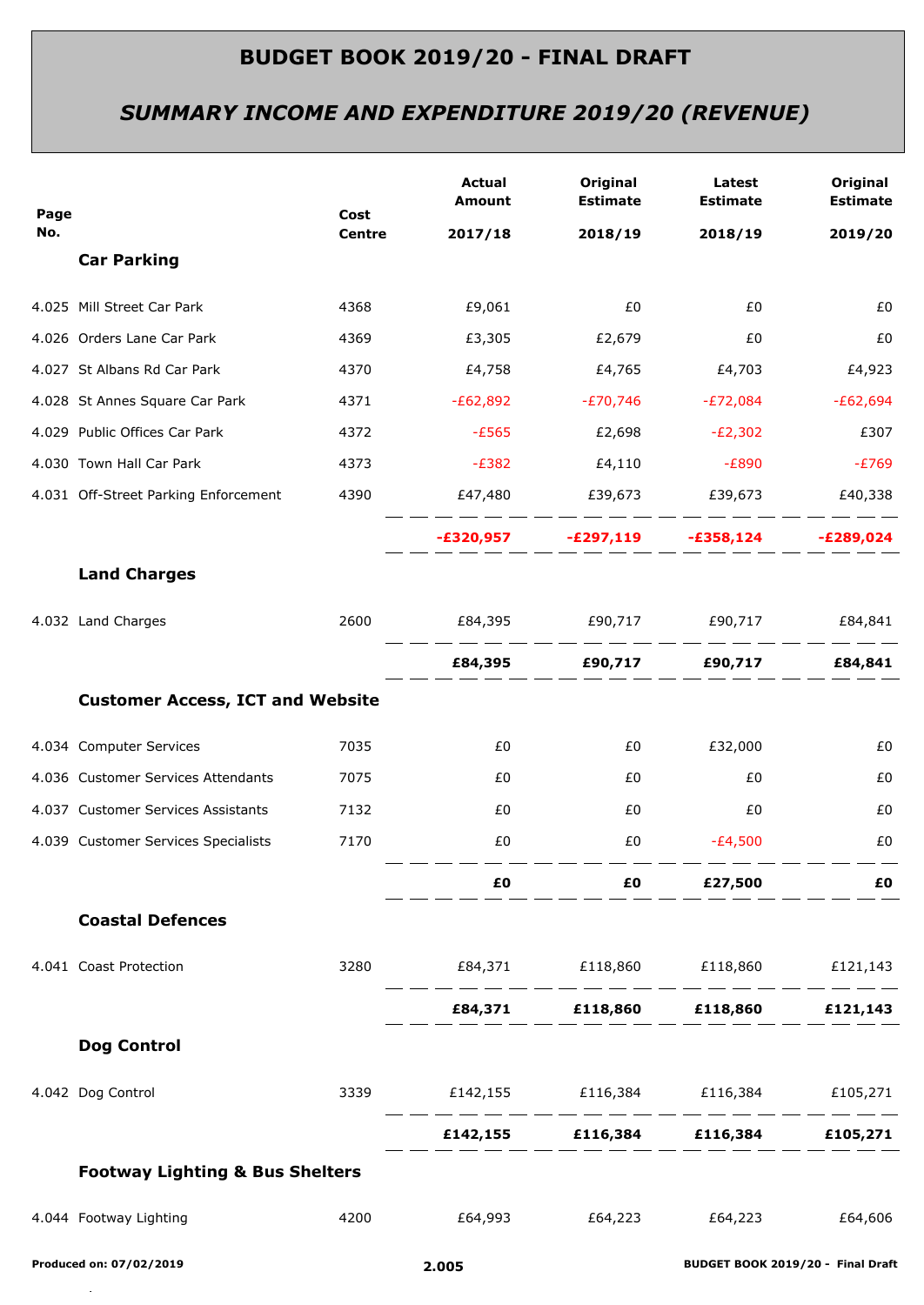# BUDGET BOOK 2019/20 - FINAL DRAFT

## *SUMMARY INCOME AND EXPENDITURE 2019/20 (REVENUE)*

| Page No. | | Cost Centre | Actual Amount 2017/18 | Original Estimate 2018/19 | Latest Estimate 2018/19 | Original Estimate 2019/20 |
|---|---|---|---|---|---|---|
| | **Car Parking** | | | | | |
| 4.025 | Mill Street Car Park | 4368 | £9,061 | £0 | £0 | £0 |
| 4.026 | Orders Lane Car Park | 4369 | £3,305 | £2,679 | £0 | £0 |
| 4.027 | St Albans Rd Car Park | 4370 | £4,758 | £4,765 | £4,703 | £4,923 |
| 4.028 | St Annes Square Car Park | 4371 | -£62,892 | -£70,746 | -£72,084 | -£62,694 |
| 4.029 | Public Offices Car Park | 4372 | -£565 | £2,698 | -£2,302 | £307 |
| 4.030 | Town Hall Car Park | 4373 | -£382 | £4,110 | -£890 | -£769 |
| 4.031 | Off-Street Parking Enforcement | 4390 | £47,480 | £39,673 | £39,673 | £40,338 |
| | | | **-£320,957** | **-£297,119** | **-£358,124** | **-£289,024** |
| | **Land Charges** | | | | | |
| 4.032 | Land Charges | 2600 | £84,395 | £90,717 | £90,717 | £84,841 |
| | | | **£84,395** | **£90,717** | **£90,717** | **£84,841** |
| | **Customer Access, ICT and Website** | | | | | |
| 4.034 | Computer Services | 7035 | £0 | £0 | £32,000 | £0 |
| 4.036 | Customer Services Attendants | 7075 | £0 | £0 | £0 | £0 |
| 4.037 | Customer Services Assistants | 7132 | £0 | £0 | £0 | £0 |
| 4.039 | Customer Services Specialists | 7170 | £0 | £0 | -£4,500 | £0 |
| | | | **£0** | **£0** | **£27,500** | **£0** |
| | **Coastal Defences** | | | | | |
| 4.041 | Coast Protection | 3280 | £84,371 | £118,860 | £118,860 | £121,143 |
| | | | **£84,371** | **£118,860** | **£118,860** | **£121,143** |
| | **Dog Control** | | | | | |
| 4.042 | Dog Control | 3339 | £142,155 | £116,384 | £116,384 | £105,271 |
| | | | **£142,155** | **£116,384** | **£116,384** | **£105,271** |
| | **Footway Lighting & Bus Shelters** | | | | | |
| 4.044 | Footway Lighting | 4200 | £64,993 | £64,223 | £64,223 | £64,606 |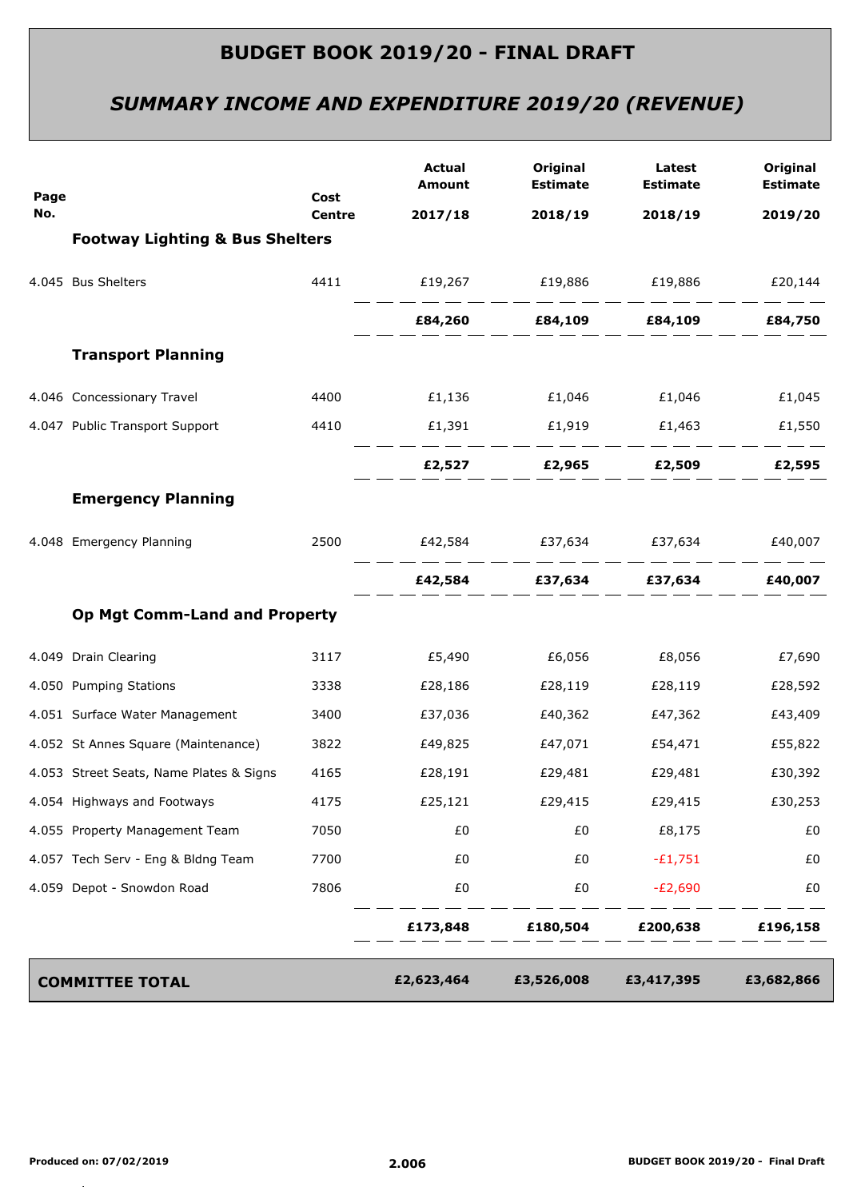# BUDGET BOOK 2019/20 - FINAL DRAFT

## *SUMMARY INCOME AND EXPENDITURE 2019/20 (REVENUE)*

| Page No. | | Cost Centre | Actual Amount 2017/18 | Original Estimate 2018/19 | Latest Estimate 2018/19 | Original Estimate 2019/20 |
|---|---|---|---|---|---|---|
| | **Footway Lighting & Bus Shelters** | | | | | |
| 4.045 | Bus Shelters | 4411 | £19,267 | £19,886 | £19,886 | £20,144 |
| | | | **£84,260** | **£84,109** | **£84,109** | **£84,750** |
| | **Transport Planning** | | | | | |
| 4.046 | Concessionary Travel | 4400 | £1,136 | £1,046 | £1,046 | £1,045 |
| 4.047 | Public Transport Support | 4410 | £1,391 | £1,919 | £1,463 | £1,550 |
| | | | **£2,527** | **£2,965** | **£2,509** | **£2,595** |
| | **Emergency Planning** | | | | | |
| 4.048 | Emergency Planning | 2500 | £42,584 | £37,634 | £37,634 | £40,007 |
| | | | **£42,584** | **£37,634** | **£37,634** | **£40,007** |
| | **Op Mgt Comm-Land and Property** | | | | | |
| 4.049 | Drain Clearing | 3117 | £5,490 | £6,056 | £8,056 | £7,690 |
| 4.050 | Pumping Stations | 3338 | £28,186 | £28,119 | £28,119 | £28,592 |
| 4.051 | Surface Water Management | 3400 | £37,036 | £40,362 | £47,362 | £43,409 |
| 4.052 | St Annes Square (Maintenance) | 3822 | £49,825 | £47,071 | £54,471 | £55,822 |
| 4.053 | Street Seats, Name Plates & Signs | 4165 | £28,191 | £29,481 | £29,481 | £30,392 |
| 4.054 | Highways and Footways | 4175 | £25,121 | £29,415 | £29,415 | £30,253 |
| 4.055 | Property Management Team | 7050 | £0 | £0 | £8,175 | £0 |
| 4.057 | Tech Serv - Eng & Bldng Team | 7700 | £0 | £0 | -£1,751 | £0 |
| 4.059 | Depot - Snowdon Road | 7806 | £0 | £0 | -£2,690 | £0 |
| | | | **£173,848** | **£180,504** | **£200,638** | **£196,158** |
| | **COMMITTEE TOTAL** | | **£2,623,464** | **£3,526,008** | **£3,417,395** | **£3,682,866** |

Produced on: 07/02/2019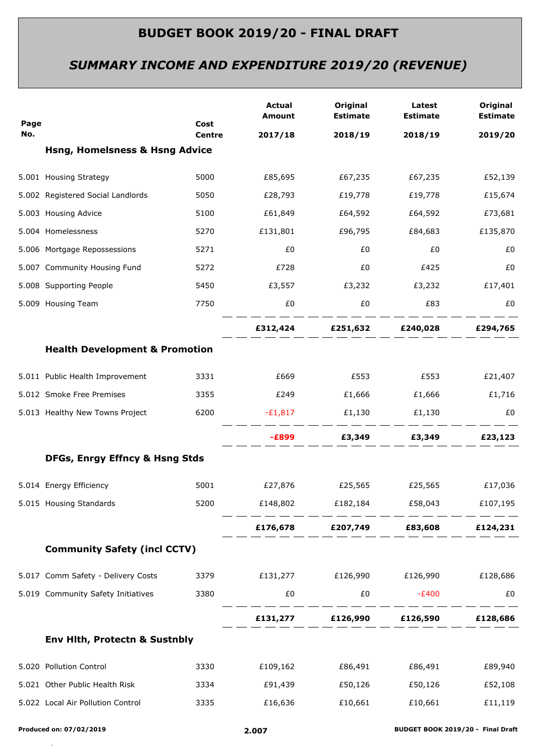# BUDGET BOOK 2019/20 - FINAL DRAFT

## *SUMMARY INCOME AND EXPENDITURE 2019/20 (REVENUE)*

| Page No. | | Cost Centre | Actual Amount 2017/18 | Original Estimate 2018/19 | Latest Estimate 2018/19 | Original Estimate 2019/20 |
|---|---|---|---|---|---|---|
| | **Hsng, Homelsness & Hsng Advice** | | | | | |
| 5.001 | Housing Strategy | 5000 | £85,695 | £67,235 | £67,235 | £52,139 |
| 5.002 | Registered Social Landlords | 5050 | £28,793 | £19,778 | £19,778 | £15,674 |
| 5.003 | Housing Advice | 5100 | £61,849 | £64,592 | £64,592 | £73,681 |
| 5.004 | Homelessness | 5270 | £131,801 | £96,795 | £84,683 | £135,870 |
| 5.006 | Mortgage Repossessions | 5271 | £0 | £0 | £0 | £0 |
| 5.007 | Community Housing Fund | 5272 | £728 | £0 | £425 | £0 |
| 5.008 | Supporting People | 5450 | £3,557 | £3,232 | £3,232 | £17,401 |
| 5.009 | Housing Team | 7750 | £0 | £0 | £83 | £0 |
| | | | **£312,424** | **£251,632** | **£240,028** | **£294,765** |
| | **Health Development & Promotion** | | | | | |
| 5.011 | Public Health Improvement | 3331 | £669 | £553 | £553 | £21,407 |
| 5.012 | Smoke Free Premises | 3355 | £249 | £1,666 | £1,666 | £1,716 |
| 5.013 | Healthy New Towns Project | 6200 | -£1,817 | £1,130 | £1,130 | £0 |
| | | | **-£899** | **£3,349** | **£3,349** | **£23,123** |
| | **DFGs, Enrgy Effncy & Hsng Stds** | | | | | |
| 5.014 | Energy Efficiency | 5001 | £27,876 | £25,565 | £25,565 | £17,036 |
| 5.015 | Housing Standards | 5200 | £148,802 | £182,184 | £58,043 | £107,195 |
| | | | **£176,678** | **£207,749** | **£83,608** | **£124,231** |
| | **Community Safety (incl CCTV)** | | | | | |
| 5.017 | Comm Safety - Delivery Costs | 3379 | £131,277 | £126,990 | £126,990 | £128,686 |
| 5.019 | Community Safety Initiatives | 3380 | £0 | £0 | -£400 | £0 |
| | | | **£131,277** | **£126,990** | **£126,590** | **£128,686** |
| | **Env Hlth, Protectn & Sustnbly** | | | | | |
| 5.020 | Pollution Control | 3330 | £109,162 | £86,491 | £86,491 | £89,940 |
| 5.021 | Other Public Health Risk | 3334 | £91,439 | £50,126 | £50,126 | £52,108 |
| 5.022 | Local Air Pollution Control | 3335 | £16,636 | £10,661 | £10,661 | £11,119 |

Produced on: 07/02/2019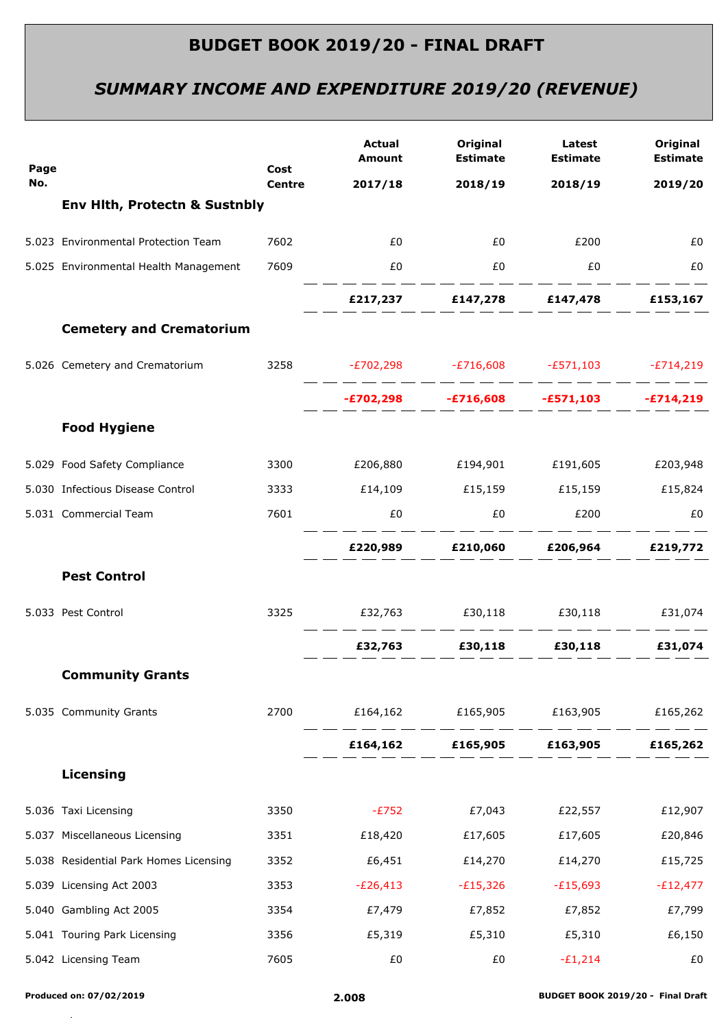# BUDGET BOOK 2019/20 - FINAL DRAFT

## *SUMMARY INCOME AND EXPENDITURE 2019/20 (REVENUE)*

| Page No. | | Cost Centre | Actual Amount 2017/18 | Original Estimate 2018/19 | Latest Estimate 2018/19 | Original Estimate 2019/20 |
|---|---|---|---|---|---|---|
| | **Env Hlth, Protectn & Sustnbly** | | | | | |
| 5.023 | Environmental Protection Team | 7602 | £0 | £0 | £200 | £0 |
| 5.025 | Environmental Health Management | 7609 | £0 | £0 | £0 | £0 |
| | | | **£217,237** | **£147,278** | **£147,478** | **£153,167** |
| | **Cemetery and Crematorium** | | | | | |
| 5.026 | Cemetery and Crematorium | 3258 | -£702,298 | -£716,608 | -£571,103 | -£714,219 |
| | | | **-£702,298** | **-£716,608** | **-£571,103** | **-£714,219** |
| | **Food Hygiene** | | | | | |
| 5.029 | Food Safety Compliance | 3300 | £206,880 | £194,901 | £191,605 | £203,948 |
| 5.030 | Infectious Disease Control | 3333 | £14,109 | £15,159 | £15,159 | £15,824 |
| 5.031 | Commercial Team | 7601 | £0 | £0 | £200 | £0 |
| | | | **£220,989** | **£210,060** | **£206,964** | **£219,772** |
| | **Pest Control** | | | | | |
| 5.033 | Pest Control | 3325 | £32,763 | £30,118 | £30,118 | £31,074 |
| | | | **£32,763** | **£30,118** | **£30,118** | **£31,074** |
| | **Community Grants** | | | | | |
| 5.035 | Community Grants | 2700 | £164,162 | £165,905 | £163,905 | £165,262 |
| | | | **£164,162** | **£165,905** | **£163,905** | **£165,262** |
| | **Licensing** | | | | | |
| 5.036 | Taxi Licensing | 3350 | -£752 | £7,043 | £22,557 | £12,907 |
| 5.037 | Miscellaneous Licensing | 3351 | £18,420 | £17,605 | £17,605 | £20,846 |
| 5.038 | Residential Park Homes Licensing | 3352 | £6,451 | £14,270 | £14,270 | £15,725 |
| 5.039 | Licensing Act 2003 | 3353 | -£26,413 | -£15,326 | -£15,693 | -£12,477 |
| 5.040 | Gambling Act 2005 | 3354 | £7,479 | £7,852 | £7,852 | £7,799 |
| 5.041 | Touring Park Licensing | 3356 | £5,319 | £5,310 | £5,310 | £6,150 |
| 5.042 | Licensing Team | 7605 | £0 | £0 | -£1,214 | £0 |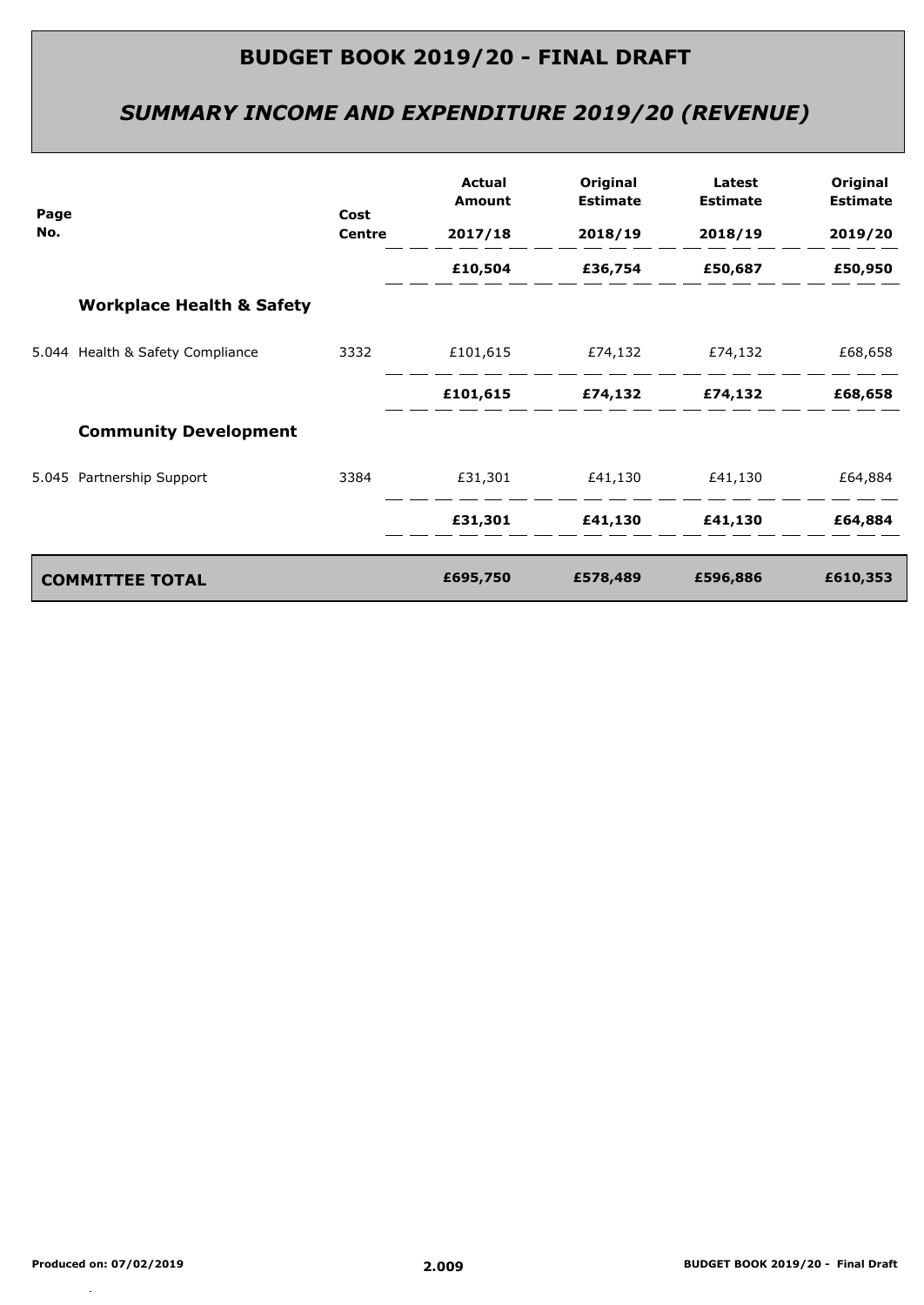# BUDGET BOOK 2019/20 - FINAL DRAFT

## *SUMMARY INCOME AND EXPENDITURE 2019/20 (REVENUE)*

| Page No. | | Cost Centre | Actual Amount 2017/18 | Original Estimate 2018/19 | Latest Estimate 2018/19 | Original Estimate 2019/20 |
|---|---|---|---|---|---|---|
| | | | **£10,504** | **£36,754** | **£50,687** | **£50,950** |
| | **Workplace Health & Safety** | | | | | |
| 5.044 | Health & Safety Compliance | 3332 | £101,615 | £74,132 | £74,132 | £68,658 |
| | | | **£101,615** | **£74,132** | **£74,132** | **£68,658** |
| | **Community Development** | | | | | |
| 5.045 | Partnership Support | 3384 | £31,301 | £41,130 | £41,130 | £64,884 |
| | | | **£31,301** | **£41,130** | **£41,130** | **£64,884** |
| | **COMMITTEE TOTAL** | | **£695,750** | **£578,489** | **£596,886** | **£610,353** |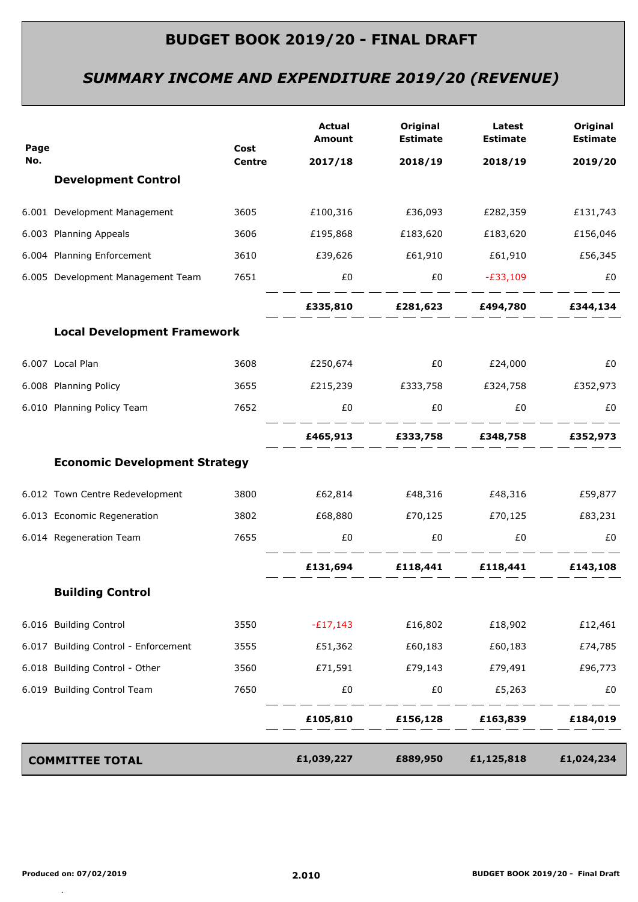# BUDGET BOOK 2019/20 - FINAL DRAFT

## *SUMMARY INCOME AND EXPENDITURE 2019/20 (REVENUE)*

| Page No. | | Cost Centre | Actual Amount 2017/18 | Original Estimate 2018/19 | Latest Estimate 2018/19 | Original Estimate 2019/20 |
|---|---|---|---|---|---|---|
| | **Development Control** | | | | | |
| 6.001 | Development Management | 3605 | £100,316 | £36,093 | £282,359 | £131,743 |
| 6.003 | Planning Appeals | 3606 | £195,868 | £183,620 | £183,620 | £156,046 |
| 6.004 | Planning Enforcement | 3610 | £39,626 | £61,910 | £61,910 | £56,345 |
| 6.005 | Development Management Team | 7651 | £0 | £0 | -£33,109 | £0 |
| | | | **£335,810** | **£281,623** | **£494,780** | **£344,134** |
| | **Local Development Framework** | | | | | |
| 6.007 | Local Plan | 3608 | £250,674 | £0 | £24,000 | £0 |
| 6.008 | Planning Policy | 3655 | £215,239 | £333,758 | £324,758 | £352,973 |
| 6.010 | Planning Policy Team | 7652 | £0 | £0 | £0 | £0 |
| | | | **£465,913** | **£333,758** | **£348,758** | **£352,973** |
| | **Economic Development Strategy** | | | | | |
| 6.012 | Town Centre Redevelopment | 3800 | £62,814 | £48,316 | £48,316 | £59,877 |
| 6.013 | Economic Regeneration | 3802 | £68,880 | £70,125 | £70,125 | £83,231 |
| 6.014 | Regeneration Team | 7655 | £0 | £0 | £0 | £0 |
| | | | **£131,694** | **£118,441** | **£118,441** | **£143,108** |
| | **Building Control** | | | | | |
| 6.016 | Building Control | 3550 | -£17,143 | £16,802 | £18,902 | £12,461 |
| 6.017 | Building Control - Enforcement | 3555 | £51,362 | £60,183 | £60,183 | £74,785 |
| 6.018 | Building Control - Other | 3560 | £71,591 | £79,143 | £79,491 | £96,773 |
| 6.019 | Building Control Team | 7650 | £0 | £0 | £5,263 | £0 |
| | | | **£105,810** | **£156,128** | **£163,839** | **£184,019** |
| **COMMITTEE TOTAL** | | | **£1,039,227** | **£889,950** | **£1,125,818** | **£1,024,234** |

Produced on: 07/02/2019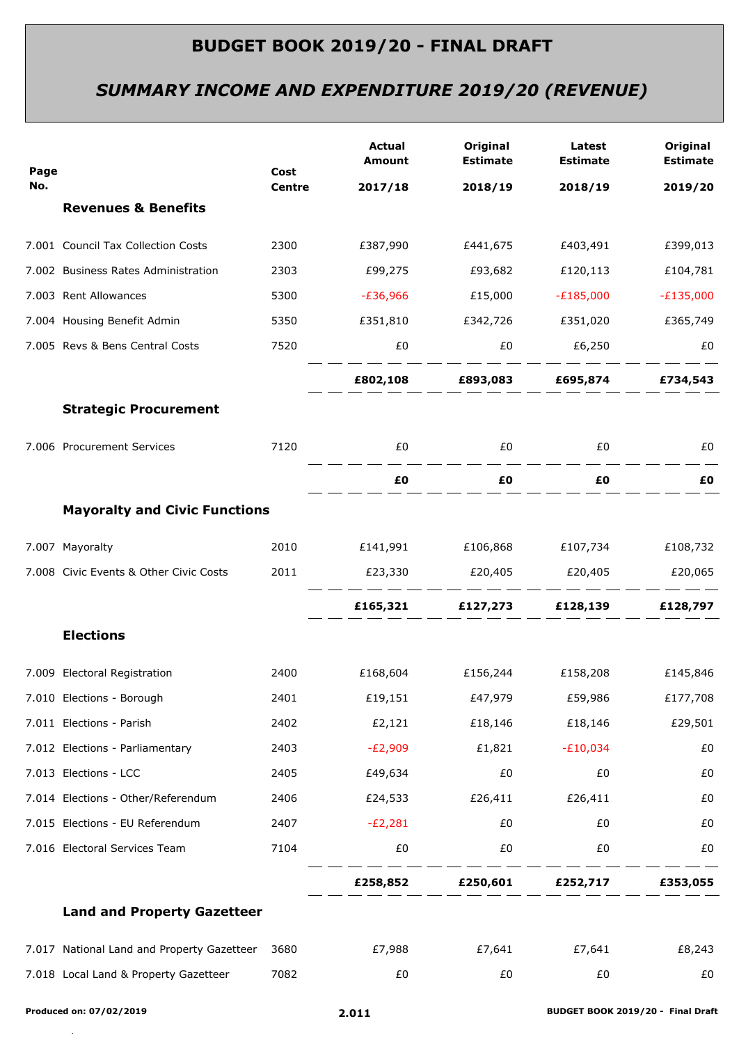# BUDGET BOOK 2019/20 - FINAL DRAFT

## *SUMMARY INCOME AND EXPENDITURE 2019/20 (REVENUE)*

| Page No. | | Cost Centre | Actual Amount 2017/18 | Original Estimate 2018/19 | Latest Estimate 2018/19 | Original Estimate 2019/20 |
|---|---|---|---|---|---|---|
| | **Revenues & Benefits** | | | | | |
| 7.001 | Council Tax Collection Costs | 2300 | £387,990 | £441,675 | £403,491 | £399,013 |
| 7.002 | Business Rates Administration | 2303 | £99,275 | £93,682 | £120,113 | £104,781 |
| 7.003 | Rent Allowances | 5300 | -£36,966 | £15,000 | -£185,000 | -£135,000 |
| 7.004 | Housing Benefit Admin | 5350 | £351,810 | £342,726 | £351,020 | £365,749 |
| 7.005 | Revs & Bens Central Costs | 7520 | £0 | £0 | £6,250 | £0 |
| | | | **£802,108** | **£893,083** | **£695,874** | **£734,543** |
| | **Strategic Procurement** | | | | | |
| 7.006 | Procurement Services | 7120 | £0 | £0 | £0 | £0 |
| | | | **£0** | **£0** | **£0** | **£0** |
| | **Mayoralty and Civic Functions** | | | | | |
| 7.007 | Mayoralty | 2010 | £141,991 | £106,868 | £107,734 | £108,732 |
| 7.008 | Civic Events & Other Civic Costs | 2011 | £23,330 | £20,405 | £20,405 | £20,065 |
| | | | **£165,321** | **£127,273** | **£128,139** | **£128,797** |
| | **Elections** | | | | | |
| 7.009 | Electoral Registration | 2400 | £168,604 | £156,244 | £158,208 | £145,846 |
| 7.010 | Elections - Borough | 2401 | £19,151 | £47,979 | £59,986 | £177,708 |
| 7.011 | Elections - Parish | 2402 | £2,121 | £18,146 | £18,146 | £29,501 |
| 7.012 | Elections - Parliamentary | 2403 | -£2,909 | £1,821 | -£10,034 | £0 |
| 7.013 | Elections - LCC | 2405 | £49,634 | £0 | £0 | £0 |
| 7.014 | Elections - Other/Referendum | 2406 | £24,533 | £26,411 | £26,411 | £0 |
| 7.015 | Elections - EU Referendum | 2407 | -£2,281 | £0 | £0 | £0 |
| 7.016 | Electoral Services Team | 7104 | £0 | £0 | £0 | £0 |
| | | | **£258,852** | **£250,601** | **£252,717** | **£353,055** |
| | **Land and Property Gazetteer** | | | | | |
| 7.017 | National Land and Property Gazetteer | 3680 | £7,988 | £7,641 | £7,641 | £8,243 |
| 7.018 | Local Land & Property Gazetteer | 7082 | £0 | £0 | £0 | £0 |

Produced on: 07/02/2019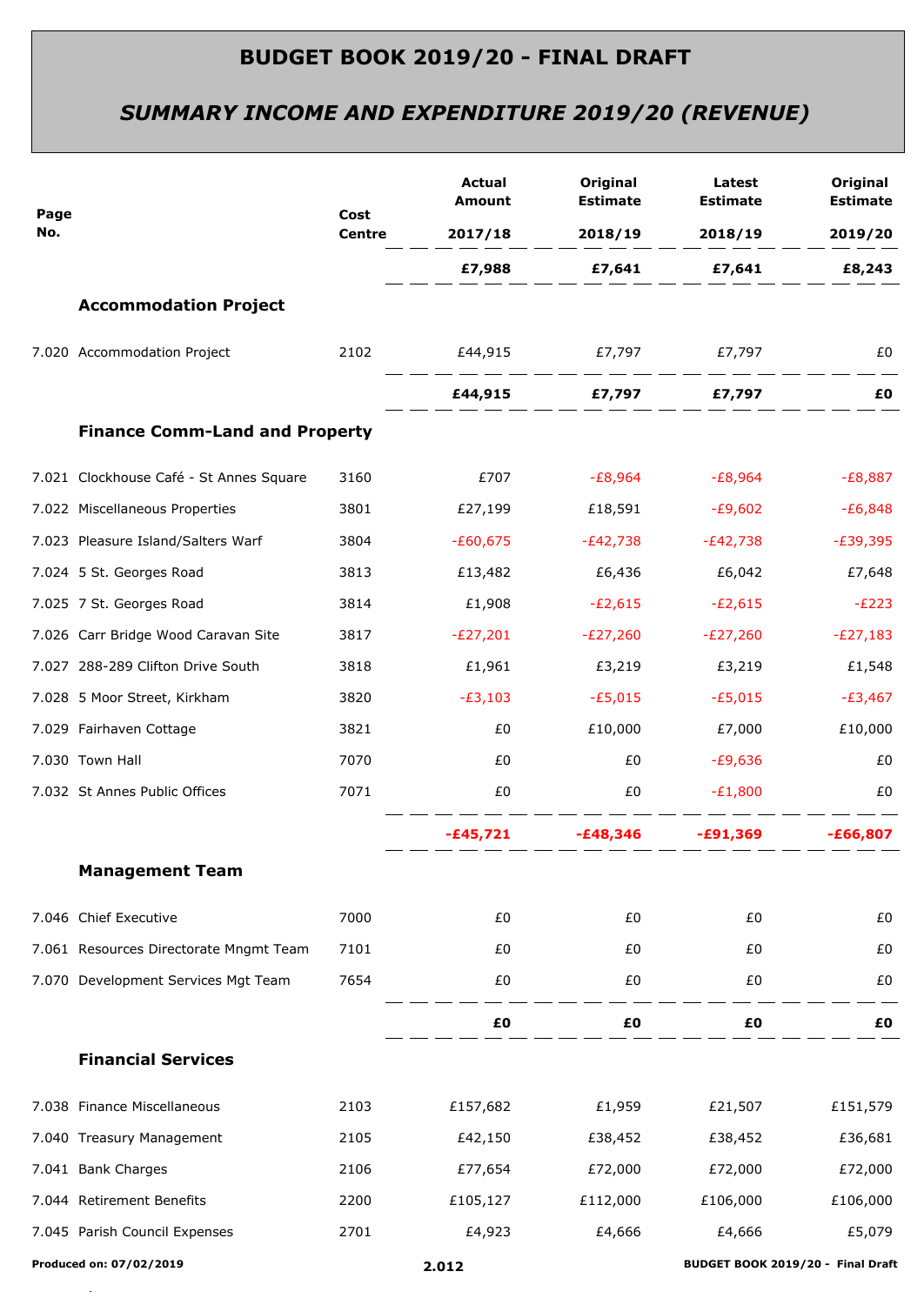# BUDGET BOOK 2019/20 - FINAL DRAFT

## *SUMMARY INCOME AND EXPENDITURE 2019/20 (REVENUE)*

| Page No. | | Cost Centre | Actual Amount 2017/18 | Original Estimate 2018/19 | Latest Estimate 2018/19 | Original Estimate 2019/20 |
|---|---|---|---|---|---|---|
| | | | **£7,988** | **£7,641** | **£7,641** | **£8,243** |
| | **Accommodation Project** | | | | | |
| 7.020 | Accommodation Project | 2102 | £44,915 | £7,797 | £7,797 | £0 |
| | | | **£44,915** | **£7,797** | **£7,797** | **£0** |
| | **Finance Comm-Land and Property** | | | | | |
| 7.021 | Clockhouse Café - St Annes Square | 3160 | £707 | -£8,964 | -£8,964 | -£8,887 |
| 7.022 | Miscellaneous Properties | 3801 | £27,199 | £18,591 | -£9,602 | -£6,848 |
| 7.023 | Pleasure Island/Salters Warf | 3804 | -£60,675 | -£42,738 | -£42,738 | -£39,395 |
| 7.024 | 5 St. Georges Road | 3813 | £13,482 | £6,436 | £6,042 | £7,648 |
| 7.025 | 7 St. Georges Road | 3814 | £1,908 | -£2,615 | -£2,615 | -£223 |
| 7.026 | Carr Bridge Wood Caravan Site | 3817 | -£27,201 | -£27,260 | -£27,260 | -£27,183 |
| 7.027 | 288-289 Clifton Drive South | 3818 | £1,961 | £3,219 | £3,219 | £1,548 |
| 7.028 | 5 Moor Street, Kirkham | 3820 | -£3,103 | -£5,015 | -£5,015 | -£3,467 |
| 7.029 | Fairhaven Cottage | 3821 | £0 | £10,000 | £7,000 | £10,000 |
| 7.030 | Town Hall | 7070 | £0 | £0 | -£9,636 | £0 |
| 7.032 | St Annes Public Offices | 7071 | £0 | £0 | -£1,800 | £0 |
| | | | **-£45,721** | **-£48,346** | **-£91,369** | **-£66,807** |
| | **Management Team** | | | | | |
| 7.046 | Chief Executive | 7000 | £0 | £0 | £0 | £0 |
| 7.061 | Resources Directorate Mngmt Team | 7101 | £0 | £0 | £0 | £0 |
| 7.070 | Development Services Mgt Team | 7654 | £0 | £0 | £0 | £0 |
| | | | **£0** | **£0** | **£0** | **£0** |
| | **Financial Services** | | | | | |
| 7.038 | Finance Miscellaneous | 2103 | £157,682 | £1,959 | £21,507 | £151,579 |
| 7.040 | Treasury Management | 2105 | £42,150 | £38,452 | £38,452 | £36,681 |
| 7.041 | Bank Charges | 2106 | £77,654 | £72,000 | £72,000 | £72,000 |
| 7.044 | Retirement Benefits | 2200 | £105,127 | £112,000 | £106,000 | £106,000 |
| 7.045 | Parish Council Expenses | 2701 | £4,923 | £4,666 | £4,666 | £5,079 |

Produced on: 07/02/2019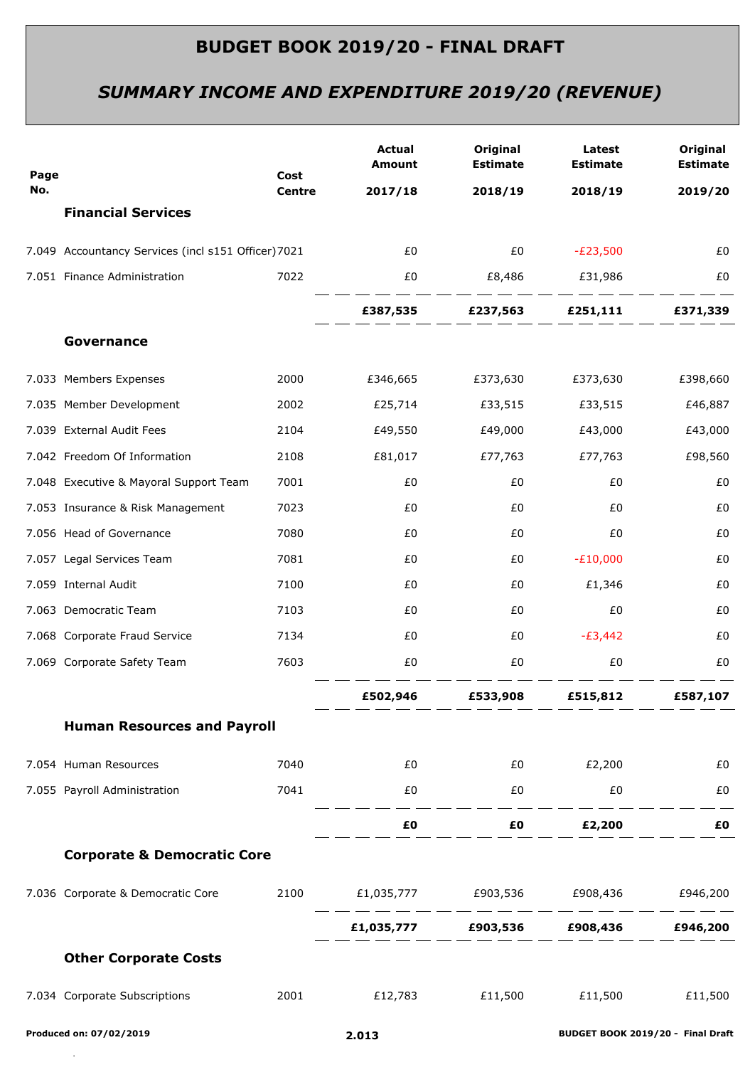# BUDGET BOOK 2019/20 - FINAL DRAFT

## *SUMMARY INCOME AND EXPENDITURE 2019/20 (REVENUE)*

| Page No. | | Cost Centre | Actual Amount 2017/18 | Original Estimate 2018/19 | Latest Estimate 2018/19 | Original Estimate 2019/20 |
|---|---|---|---|---|---|---|
| | **Financial Services** | | | | | |
| 7.049 | Accountancy Services (incl s151 Officer) | 7021 | £0 | £0 | -£23,500 | £0 |
| 7.051 | Finance Administration | 7022 | £0 | £8,486 | £31,986 | £0 |
| | | | **£387,535** | **£237,563** | **£251,111** | **£371,339** |
| | **Governance** | | | | | |
| 7.033 | Members Expenses | 2000 | £346,665 | £373,630 | £373,630 | £398,660 |
| 7.035 | Member Development | 2002 | £25,714 | £33,515 | £33,515 | £46,887 |
| 7.039 | External Audit Fees | 2104 | £49,550 | £49,000 | £43,000 | £43,000 |
| 7.042 | Freedom Of Information | 2108 | £81,017 | £77,763 | £77,763 | £98,560 |
| 7.048 | Executive & Mayoral Support Team | 7001 | £0 | £0 | £0 | £0 |
| 7.053 | Insurance & Risk Management | 7023 | £0 | £0 | £0 | £0 |
| 7.056 | Head of Governance | 7080 | £0 | £0 | £0 | £0 |
| 7.057 | Legal Services Team | 7081 | £0 | £0 | -£10,000 | £0 |
| 7.059 | Internal Audit | 7100 | £0 | £0 | £1,346 | £0 |
| 7.063 | Democratic Team | 7103 | £0 | £0 | £0 | £0 |
| 7.068 | Corporate Fraud Service | 7134 | £0 | £0 | -£3,442 | £0 |
| 7.069 | Corporate Safety Team | 7603 | £0 | £0 | £0 | £0 |
| | | | **£502,946** | **£533,908** | **£515,812** | **£587,107** |
| | **Human Resources and Payroll** | | | | | |
| 7.054 | Human Resources | 7040 | £0 | £0 | £2,200 | £0 |
| 7.055 | Payroll Administration | 7041 | £0 | £0 | £0 | £0 |
| | | | **£0** | **£0** | **£2,200** | **£0** |
| | **Corporate & Democratic Core** | | | | | |
| 7.036 | Corporate & Democratic Core | 2100 | £1,035,777 | £903,536 | £908,436 | £946,200 |
| | | | **£1,035,777** | **£903,536** | **£908,436** | **£946,200** |
| | **Other Corporate Costs** | | | | | |
| 7.034 | Corporate Subscriptions | 2001 | £12,783 | £11,500 | £11,500 | £11,500 |

Produced on: 07/02/2019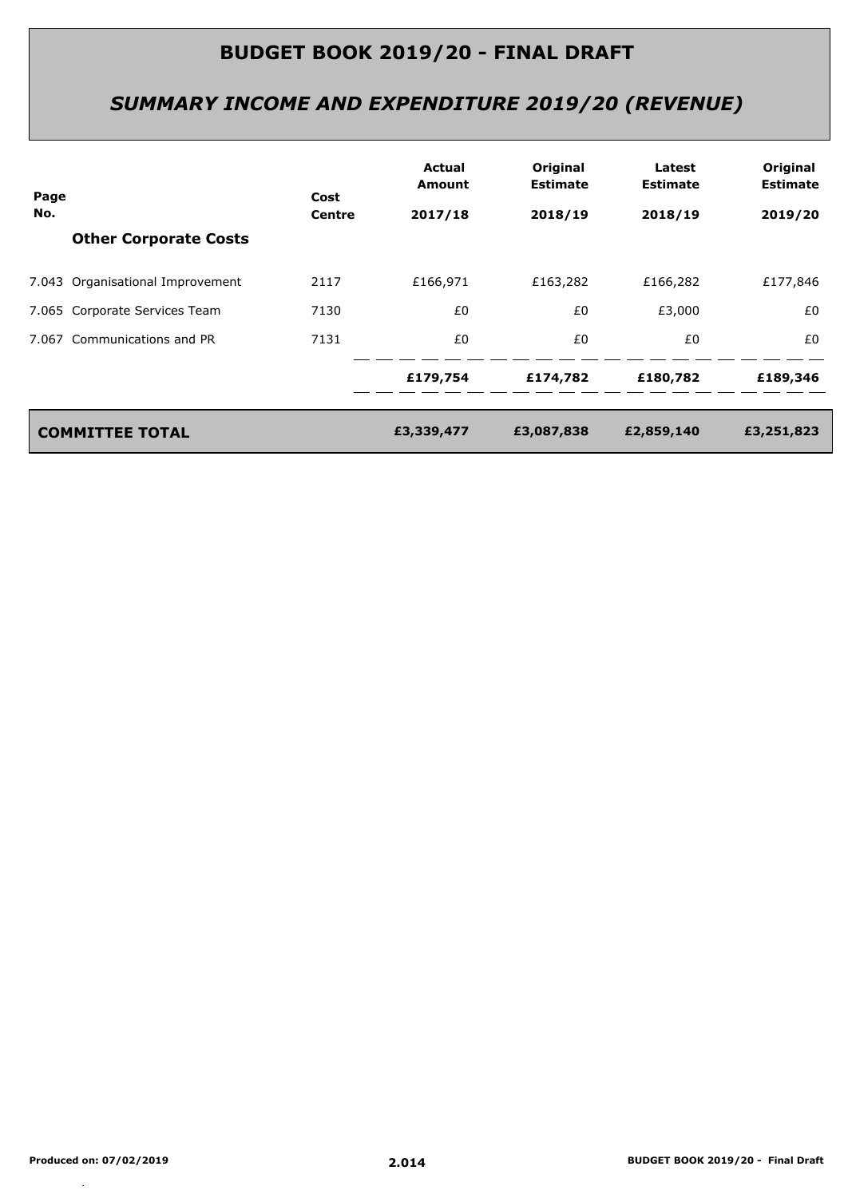# BUDGET BOOK 2019/20 - FINAL DRAFT

## *SUMMARY INCOME AND EXPENDITURE 2019/20 (REVENUE)*

| Page No. | | Cost Centre | Actual Amount 2017/18 | Original Estimate 2018/19 | Latest Estimate 2018/19 | Original Estimate 2019/20 |
|---|---|---|---|---|---|---|
| | **Other Corporate Costs** | | | | | |
| 7.043 | Organisational Improvement | 2117 | £166,971 | £163,282 | £166,282 | £177,846 |
| 7.065 | Corporate Services Team | 7130 | £0 | £0 | £3,000 | £0 |
| 7.067 | Communications and PR | 7131 | £0 | £0 | £0 | £0 |
| | | | **£179,754** | **£174,782** | **£180,782** | **£189,346** |
| | **COMMITTEE TOTAL** | | **£3,339,477** | **£3,087,838** | **£2,859,140** | **£3,251,823** |

Produced on: 07/02/2019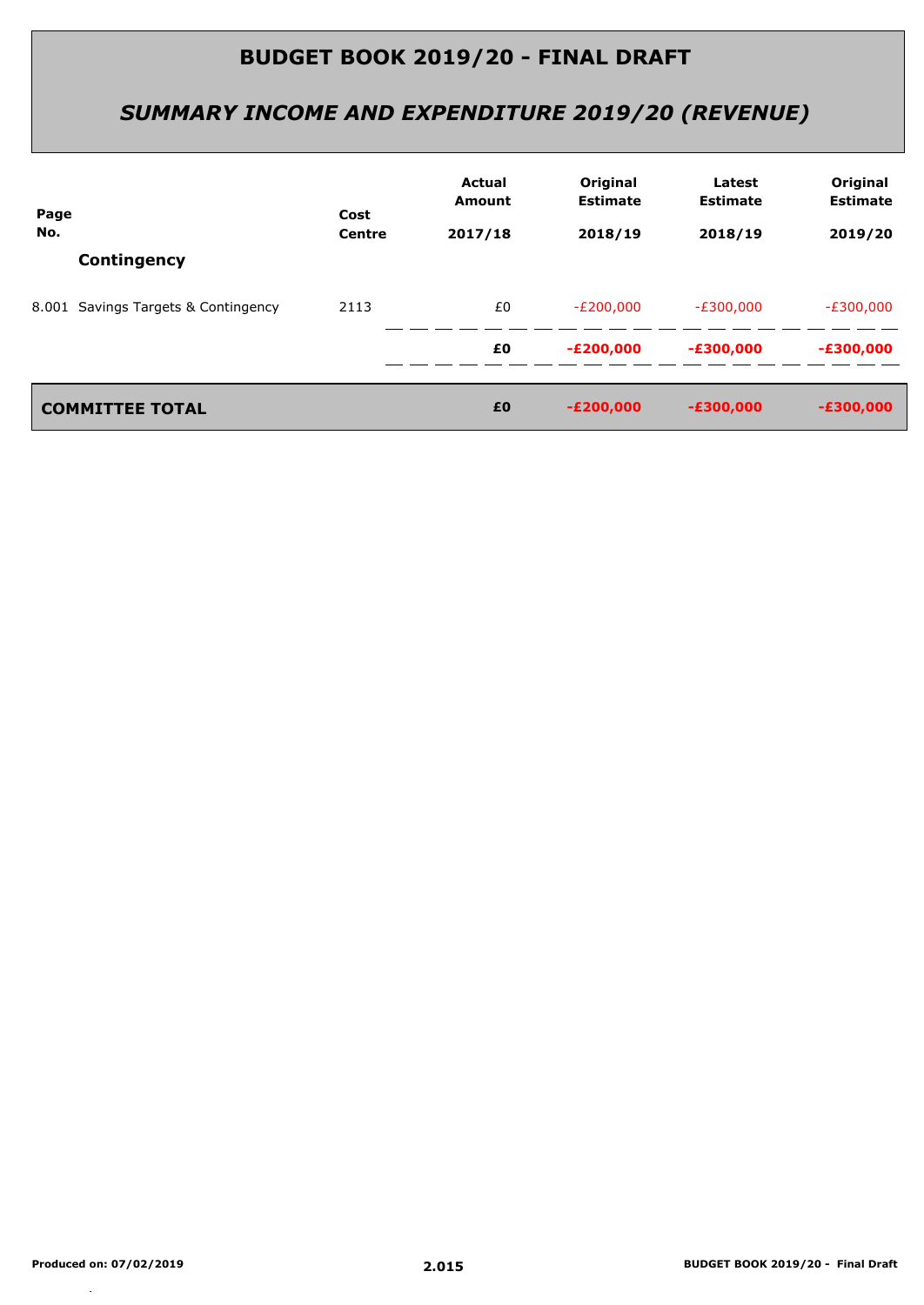# BUDGET BOOK 2019/20 - FINAL DRAFT

## *SUMMARY INCOME AND EXPENDITURE 2019/20 (REVENUE)*

| Page No. | | Cost Centre | Actual Amount 2017/18 | Original Estimate 2018/19 | Latest Estimate 2018/19 | Original Estimate 2019/20 |
|---|---|---|---|---|---|---|
| | **Contingency** | | | | | |
| 8.001 | Savings Targets & Contingency | 2113 | £0 | -£200,000 | -£300,000 | -£300,000 |
| | | | **£0** | **-£200,000** | **-£300,000** | **-£300,000** |
| **COMMITTEE TOTAL** | | | **£0** | **-£200,000** | **-£300,000** | **-£300,000** |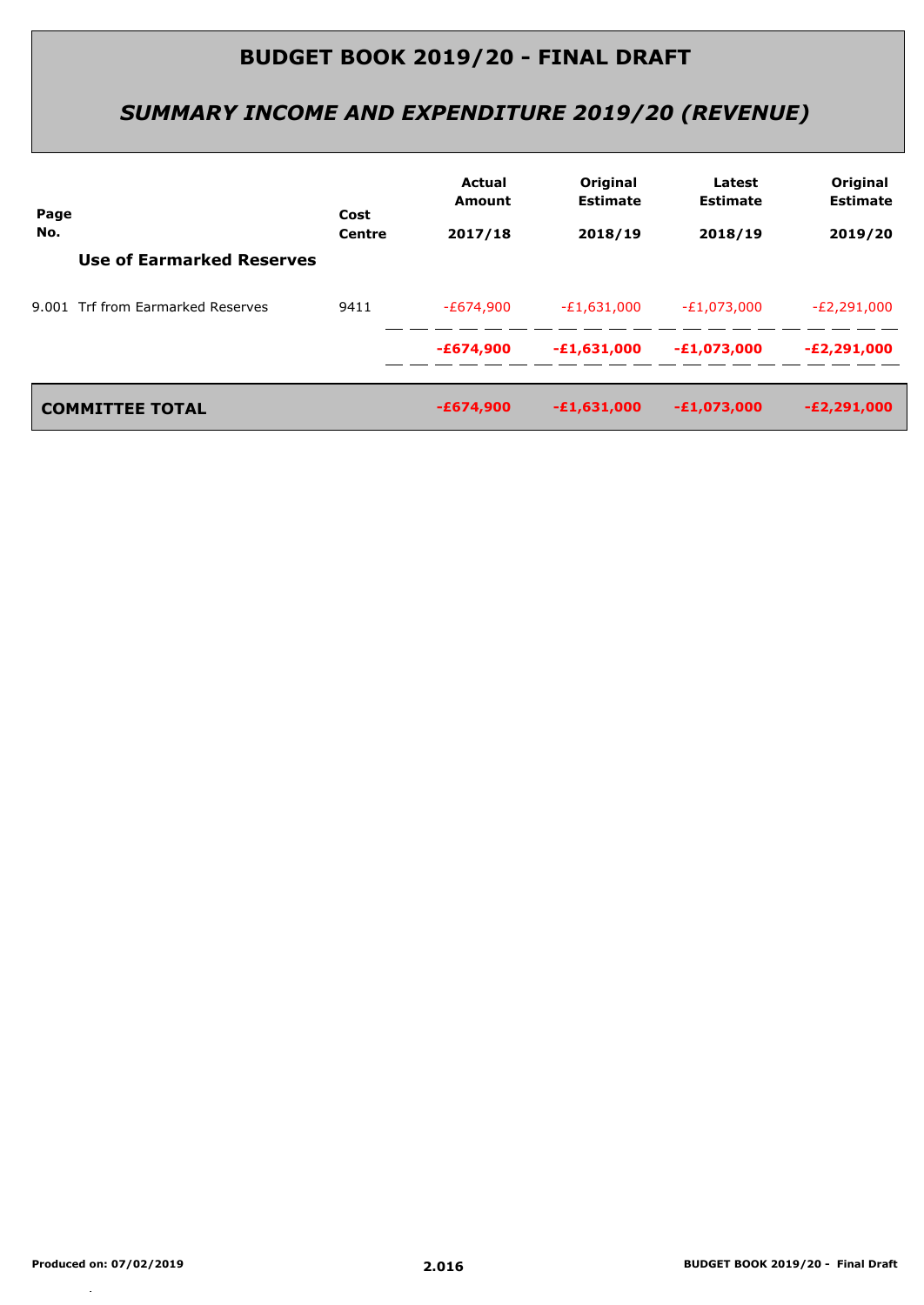# BUDGET BOOK 2019/20 - FINAL DRAFT

## *SUMMARY INCOME AND EXPENDITURE 2019/20 (REVENUE)*

| Page No. | | Cost Centre | Actual Amount 2017/18 | Original Estimate 2018/19 | Latest Estimate 2018/19 | Original Estimate 2019/20 |
|---|---|---|---|---|---|---|
| | **Use of Earmarked Reserves** | | | | | |
| 9.001 | Trf from Earmarked Reserves | 9411 | -£674,900 | -£1,631,000 | -£1,073,000 | -£2,291,000 |
| | | | **-£674,900** | **-£1,631,000** | **-£1,073,000** | **-£2,291,000** |
| **COMMITTEE TOTAL** | | | **-£674,900** | **-£1,631,000** | **-£1,073,000** | **-£2,291,000** |

Produced on: 07/02/2019